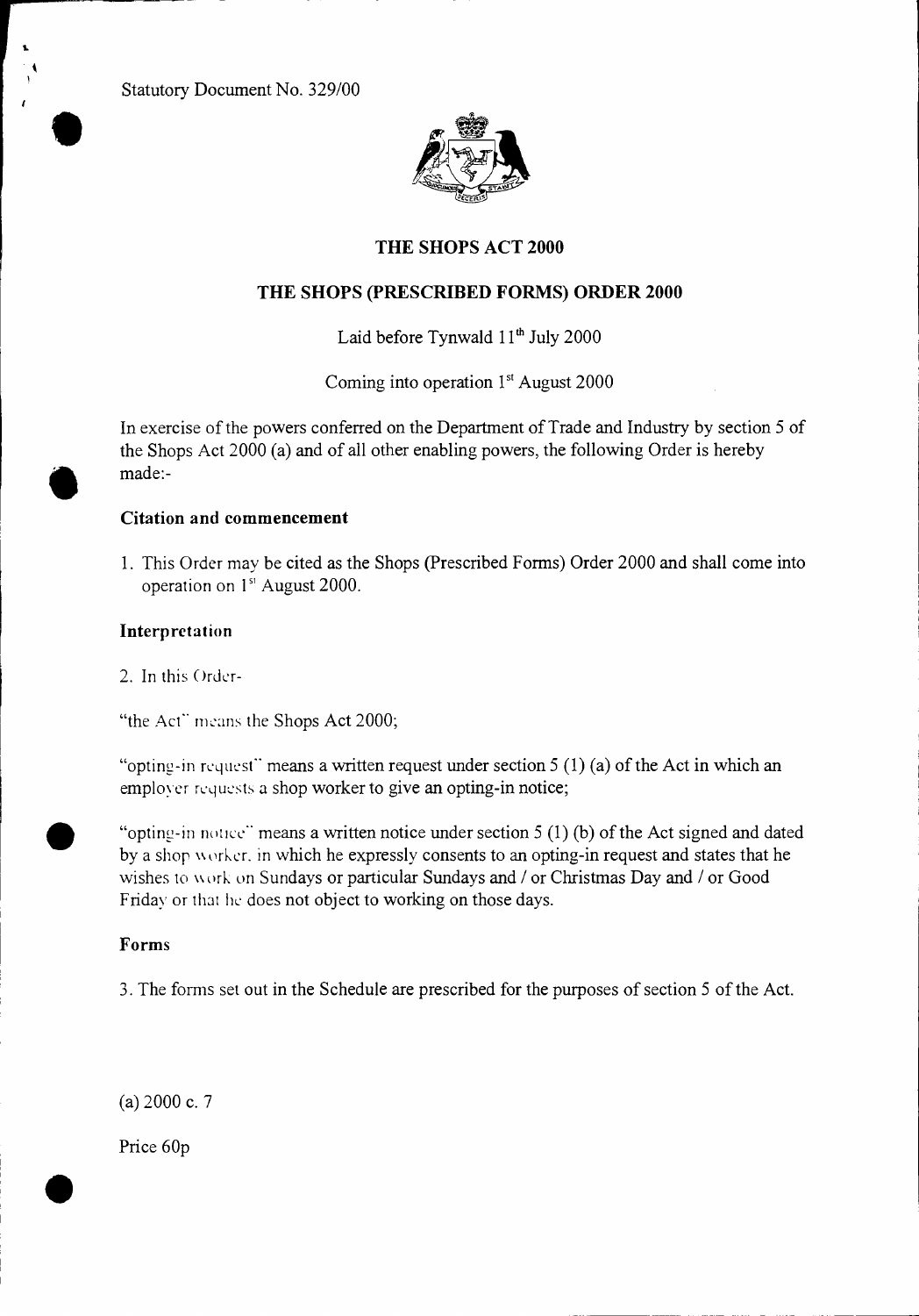Statutory Document No. 329/00

# THE SHOPS ACT 2000

## THE SHOPS (PRESCRIBED FORMS) ORDER 2000

Laid before Tynwald 11th July 2000

Coming into operation 1st August 2000

In exercise of the powers conferred on the Department of Trade and Industry by section 5 of the Shops Act 2000 (a) and of all other enabling powers, the following Order is hereby made:-

### Citation and commencement

1. This Order may be cited as the Shops (Prescribed Forms) Order 2000 and shall come into operation on 1st August 2000.

### Interpretation

2. In this Order-

"the Act" means the Shops Act 2000;

"opting-in request" means a written request under section 5 (1) (a) of the Act in which an employer requests a shop worker to give an opting-in notice;

"opting-in notice" means a written notice under section 5 (1) (b) of the Act signed and dated by a shop worker, in which he expressly consents to an opting-in request and states that he wishes to work on Sundays or particular Sundays and / or Christmas Day and / or Good Friday or that he does not object to working on those days.

### Forms

3. The forms set out in the Schedule are prescribed for the purposes of section 5 of the Act.

(a) 2000 c. 7

Price 60p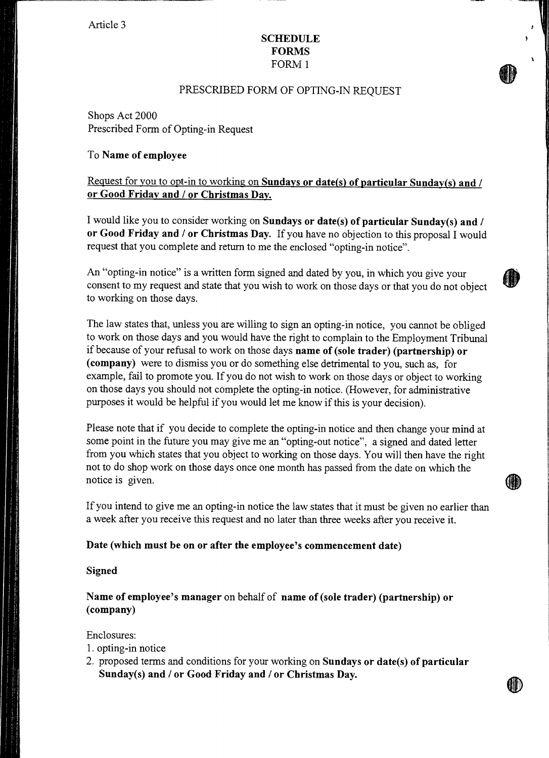Article 3

**SCHEDULE**
**FORMS**
FORM 1

PRESCRIBED FORM OF OPTING-IN REQUEST

Shops Act 2000
Prescribed Form of Opting-in Request

To **Name of employee**

Request for you to opt-in to working on **Sundays or date(s) of particular Sunday(s) and / or Good Friday and / or Christmas Day.**

I would like you to consider working on **Sundays or date(s) of particular Sunday(s) and / or Good Friday and / or Christmas Day.** If you have no objection to this proposal I would request that you complete and return to me the enclosed "opting-in notice".

An "opting-in notice" is a written form signed and dated by you, in which you give your consent to my request and state that you wish to work on those days or that you do not object to working on those days.

The law states that, unless you are willing to sign an opting-in notice, you cannot be obliged to work on those days and you would have the right to complain to the Employment Tribunal if because of your refusal to work on those days **name of (sole trader) (partnership) or (company)** were to dismiss you or do something else detrimental to you, such as, for example, fail to promote you. If you do not wish to work on those days or object to working on those days you should not complete the opting-in notice. (However, for administrative purposes it would be helpful if you would let me know if this is your decision).

Please note that if you decide to complete the opting-in notice and then change your mind at some point in the future you may give me an "opting-out notice", a signed and dated letter from you which states that you object to working on those days. You will then have the right not to do shop work on those days once one month has passed from the date on which the notice is given.

If you intend to give me an opting-in notice the law states that it must be given no earlier than a week after you receive this request and no later than three weeks after you receive it.

**Date (which must be on or after the employee's commencement date)**

**Signed**

**Name of employee's manager** on behalf of **name of (sole trader) (partnership) or (company)**

Enclosures:
1. opting-in notice
2. proposed terms and conditions for your working on **Sundays or date(s) of particular Sunday(s) and / or Good Friday and / or Christmas Day.**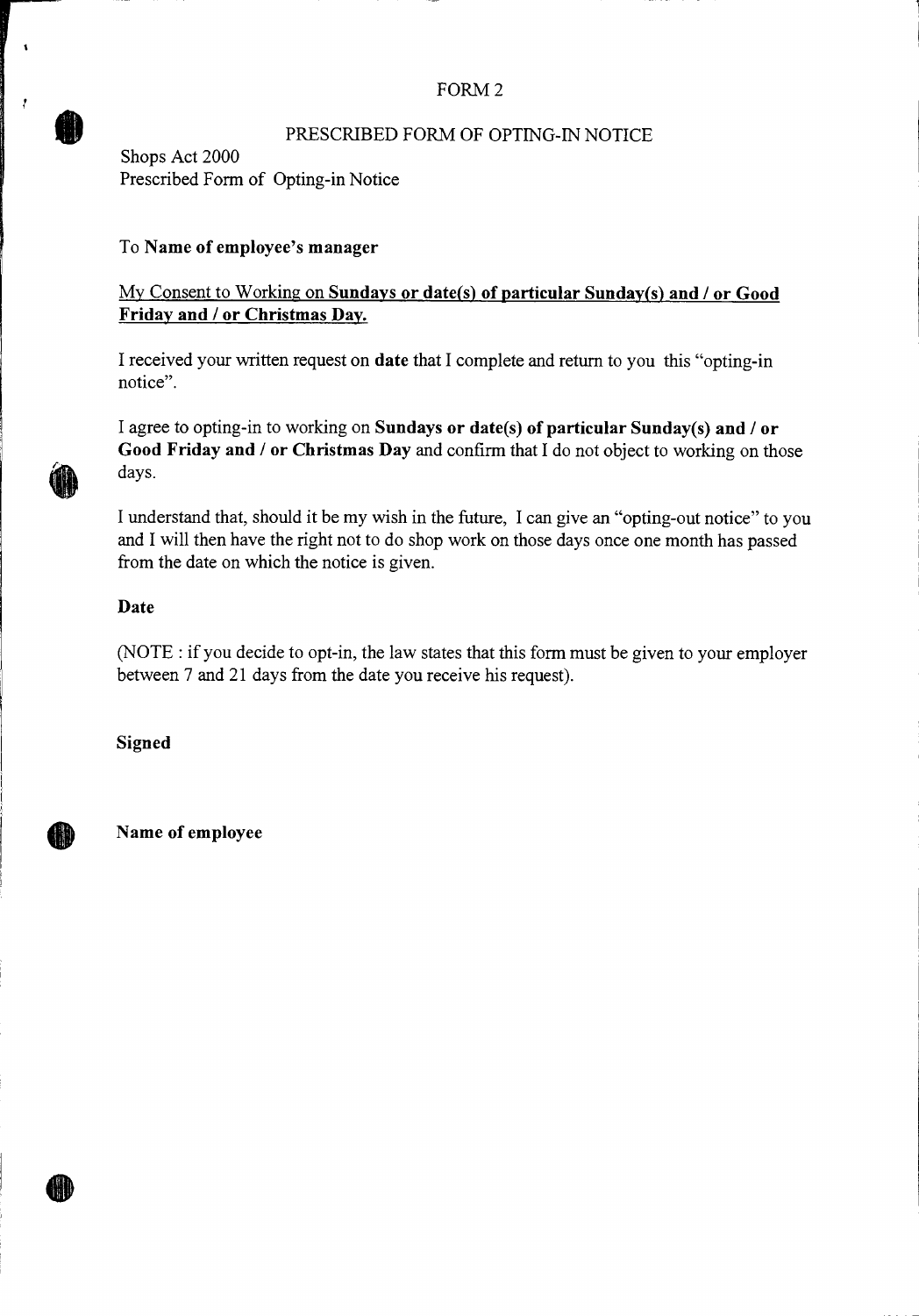FORM 2

# PRESCRIBED FORM OF OPTING-IN NOTICE

Shops Act 2000
Prescribed Form of Opting-in Notice

To **Name of employee's manager**

<u>My Consent to Working on **Sundays or date(s) of particular Sunday(s) and / or Good Friday and / or Christmas Day.**</u>

I received your written request on **date** that I complete and return to you this "opting-in notice".

I agree to opting-in to working on **Sundays or date(s) of particular Sunday(s) and / or Good Friday and / or Christmas Day** and confirm that I do not object to working on those days.

I understand that, should it be my wish in the future, I can give an "opting-out notice" to you and I will then have the right not to do shop work on those days once one month has passed from the date on which the notice is given.

**Date**

(NOTE : if you decide to opt-in, the law states that this form must be given to your employer between 7 and 21 days from the date you receive his request).

**Signed**

**Name of employee**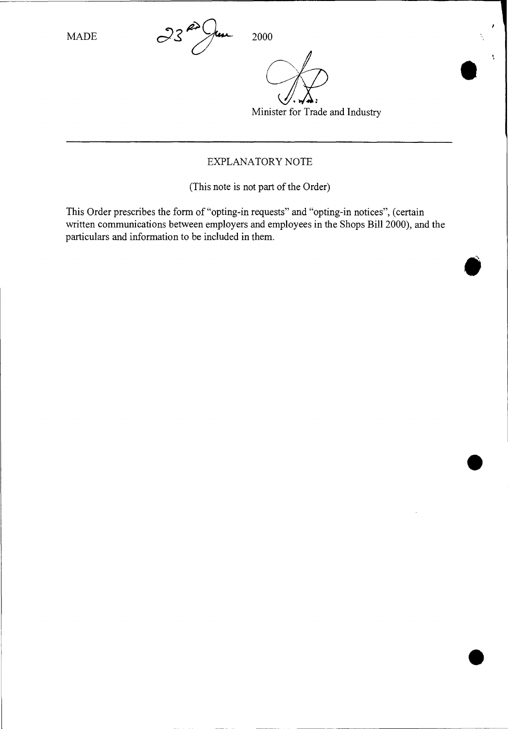MADE 23rd June 2000

Minister for Trade and Industry

---

EXPLANATORY NOTE

(This note is not part of the Order)

This Order prescribes the form of "opting-in requests" and "opting-in notices", (certain written communications between employers and employees in the Shops Bill 2000), and the particulars and information to be included in them.